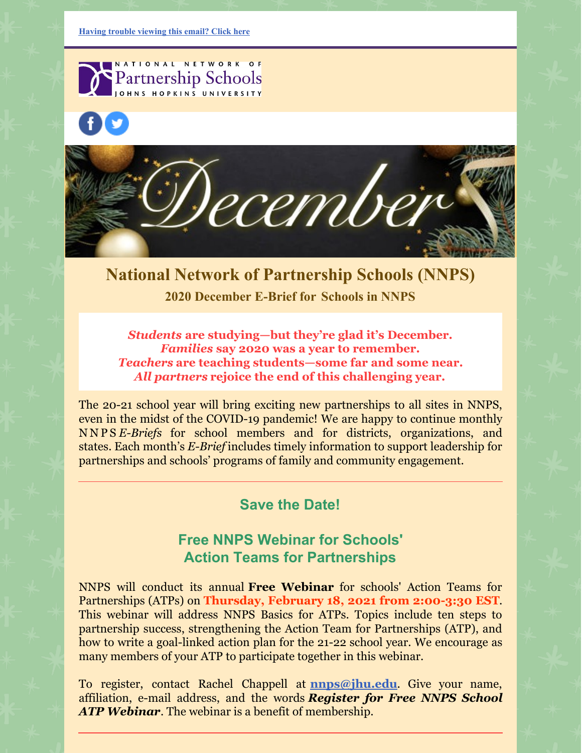Having trouble viewing this email? Click here

NATIONAL NETWORK OF Partnership Schools JOHNS HOPKINS UNIVERSITY

December

# National Network of Partnership Schools (NNPS)

## 2020 December E-Brief for Schools in NNPS

***Students*** **are studying—but they're glad it's December.**
***Families*** **say 2020 was a year to remember.**
***Teachers*** **are teaching students—some far and some near.**
***All partners*** **rejoice the end of this challenging year.**

The 20-21 school year will bring exciting new partnerships to all sites in NNPS, even in the midst of the COVID-19 pandemic! We are happy to continue monthly NNPS *E-Briefs* for school members and for districts, organizations, and states. Each month's *E-Brief* includes timely information to support leadership for partnerships and schools' programs of family and community engagement.

---

## Save the Date!

## Free NNPS Webinar for Schools' Action Teams for Partnerships

NNPS will conduct its annual **Free Webinar** for schools' Action Teams for Partnerships (ATPs) on **Thursday, February 18, 2021 from 2:00-3:30 EST**. This webinar will address NNPS Basics for ATPs. Topics include ten steps to partnership success, strengthening the Action Team for Partnerships (ATP), and how to write a goal-linked action plan for the 21-22 school year. We encourage as many members of your ATP to participate together in this webinar.

To register, contact Rachel Chappell at **nnps@jhu.edu**. Give your name, affiliation, e-mail address, and the words ***Register for Free NNPS School ATP Webinar***. The webinar is a benefit of membership.

---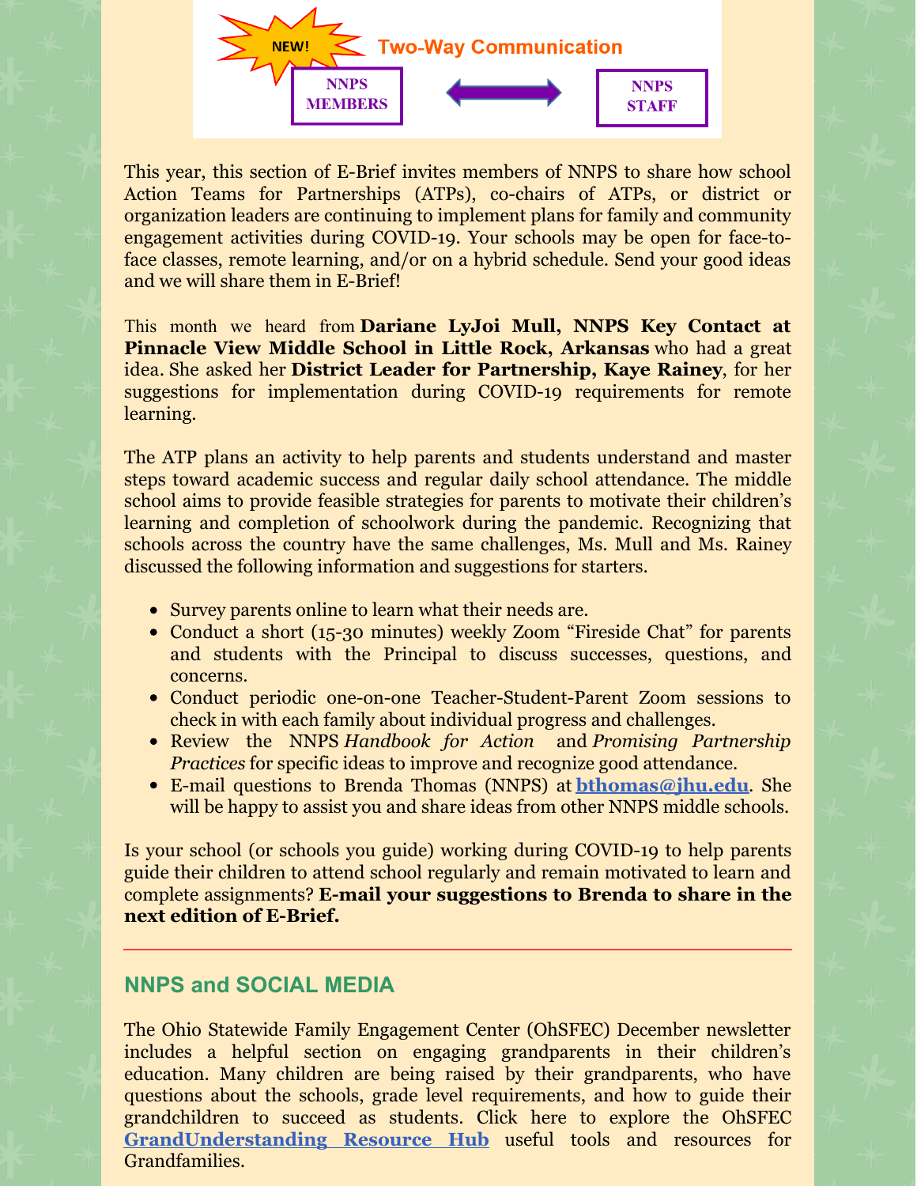NEW! **Two-Way Communication**

**NNPS MEMBERS** ⟷ **NNPS STAFF**

This year, this section of E-Brief invites members of NNPS to share how school Action Teams for Partnerships (ATPs), co-chairs of ATPs, or district or organization leaders are continuing to implement plans for family and community engagement activities during COVID-19. Your schools may be open for face-to-face classes, remote learning, and/or on a hybrid schedule. Send your good ideas and we will share them in E-Brief!

This month we heard from **Dariane LyJoi Mull, NNPS Key Contact at Pinnacle View Middle School in Little Rock, Arkansas** who had a great idea. She asked her **District Leader for Partnership, Kaye Rainey**, for her suggestions for implementation during COVID-19 requirements for remote learning.

The ATP plans an activity to help parents and students understand and master steps toward academic success and regular daily school attendance. The middle school aims to provide feasible strategies for parents to motivate their children's learning and completion of schoolwork during the pandemic. Recognizing that schools across the country have the same challenges, Ms. Mull and Ms. Rainey discussed the following information and suggestions for starters.

- Survey parents online to learn what their needs are.
- Conduct a short (15-30 minutes) weekly Zoom "Fireside Chat" for parents and students with the Principal to discuss successes, questions, and concerns.
- Conduct periodic one-on-one Teacher-Student-Parent Zoom sessions to check in with each family about individual progress and challenges.
- Review the NNPS *Handbook for Action* and *Promising Partnership Practices* for specific ideas to improve and recognize good attendance.
- E-mail questions to Brenda Thomas (NNPS) at **bthomas@jhu.edu**. She will be happy to assist you and share ideas from other NNPS middle schools.

Is your school (or schools you guide) working during COVID-19 to help parents guide their children to attend school regularly and remain motivated to learn and complete assignments? **E-mail your suggestions to Brenda to share in the next edition of E-Brief.**

## NNPS and SOCIAL MEDIA

The Ohio Statewide Family Engagement Center (OhSFEC) December newsletter includes a helpful section on engaging grandparents in their children's education. Many children are being raised by their grandparents, who have questions about the schools, grade level requirements, and how to guide their grandchildren to succeed as students. Click here to explore the OhSFEC **GrandUnderstanding Resource Hub** useful tools and resources for Grandfamilies.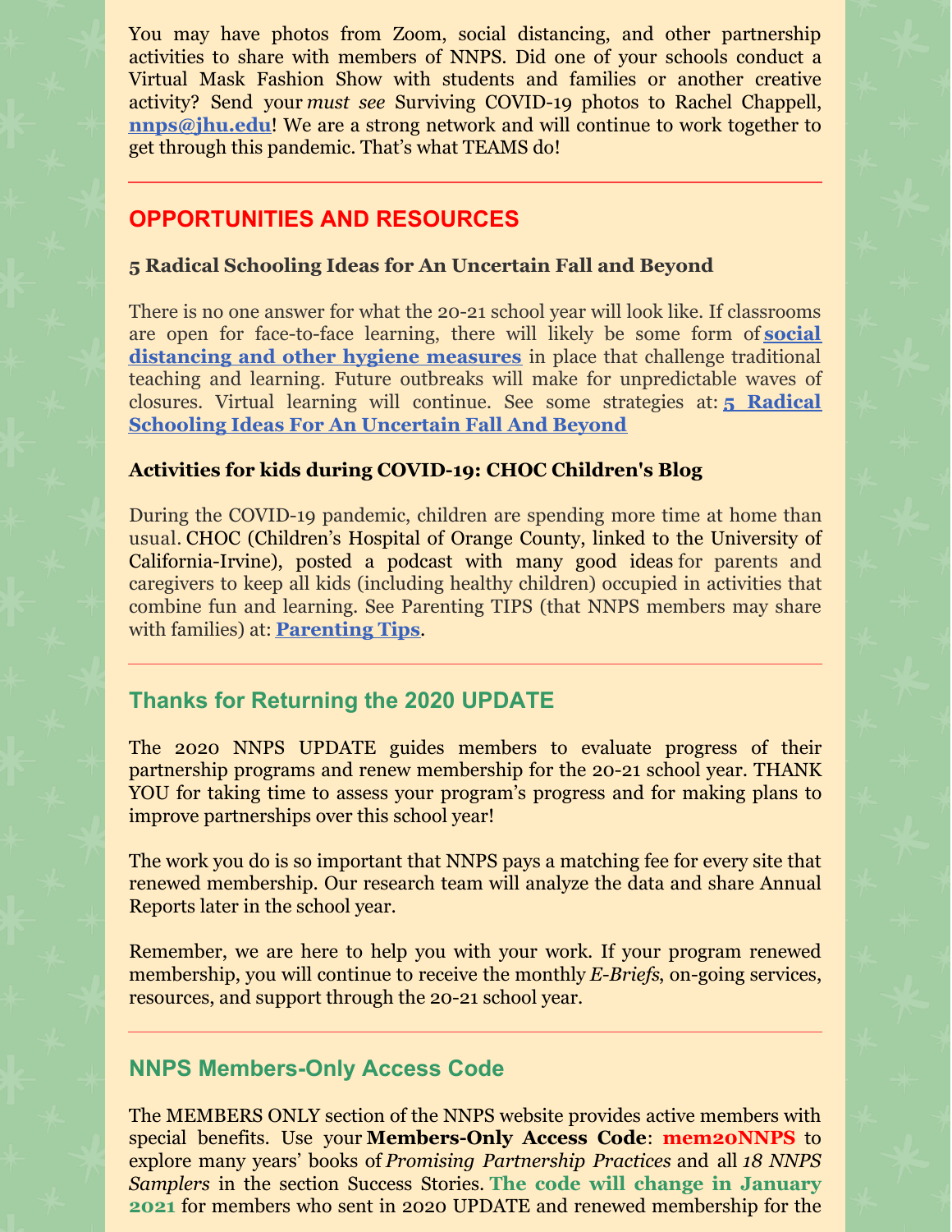You may have photos from Zoom, social distancing, and other partnership activities to share with members of NNPS. Did one of your schools conduct a Virtual Mask Fashion Show with students and families or another creative activity? Send your *must see* Surviving COVID-19 photos to Rachel Chappell, **nnps@jhu.edu**! We are a strong network and will continue to work together to get through this pandemic. That's what TEAMS do!

## OPPORTUNITIES AND RESOURCES

### 5 Radical Schooling Ideas for An Uncertain Fall and Beyond

There is no one answer for what the 20-21 school year will look like. If classrooms are open for face-to-face learning, there will likely be some form of **social distancing and other hygiene measures** in place that challenge traditional teaching and learning. Future outbreaks will make for unpredictable waves of closures. Virtual learning will continue. See some strategies at: **5 Radical Schooling Ideas For An Uncertain Fall And Beyond**

### Activities for kids during COVID-19: CHOC Children's Blog

During the COVID-19 pandemic, children are spending more time at home than usual. CHOC (Children's Hospital of Orange County, linked to the University of California-Irvine), posted a podcast with many good ideas for parents and caregivers to keep all kids (including healthy children) occupied in activities that combine fun and learning. See Parenting TIPS (that NNPS members may share with families) at: **Parenting Tips**.

## Thanks for Returning the 2020 UPDATE

The 2020 NNPS UPDATE guides members to evaluate progress of their partnership programs and renew membership for the 20-21 school year. THANK YOU for taking time to assess your program's progress and for making plans to improve partnerships over this school year!

The work you do is so important that NNPS pays a matching fee for every site that renewed membership. Our research team will analyze the data and share Annual Reports later in the school year.

Remember, we are here to help you with your work. If your program renewed membership, you will continue to receive the monthly *E-Briefs*, on-going services, resources, and support through the 20-21 school year.

## NNPS Members-Only Access Code

The MEMBERS ONLY section of the NNPS website provides active members with special benefits. Use your **Members-Only Access Code**: **mem20NNPS** to explore many years' books of *Promising Partnership Practices* and all *18 NNPS Samplers* in the section Success Stories. **The code will change in January 2021** for members who sent in 2020 UPDATE and renewed membership for the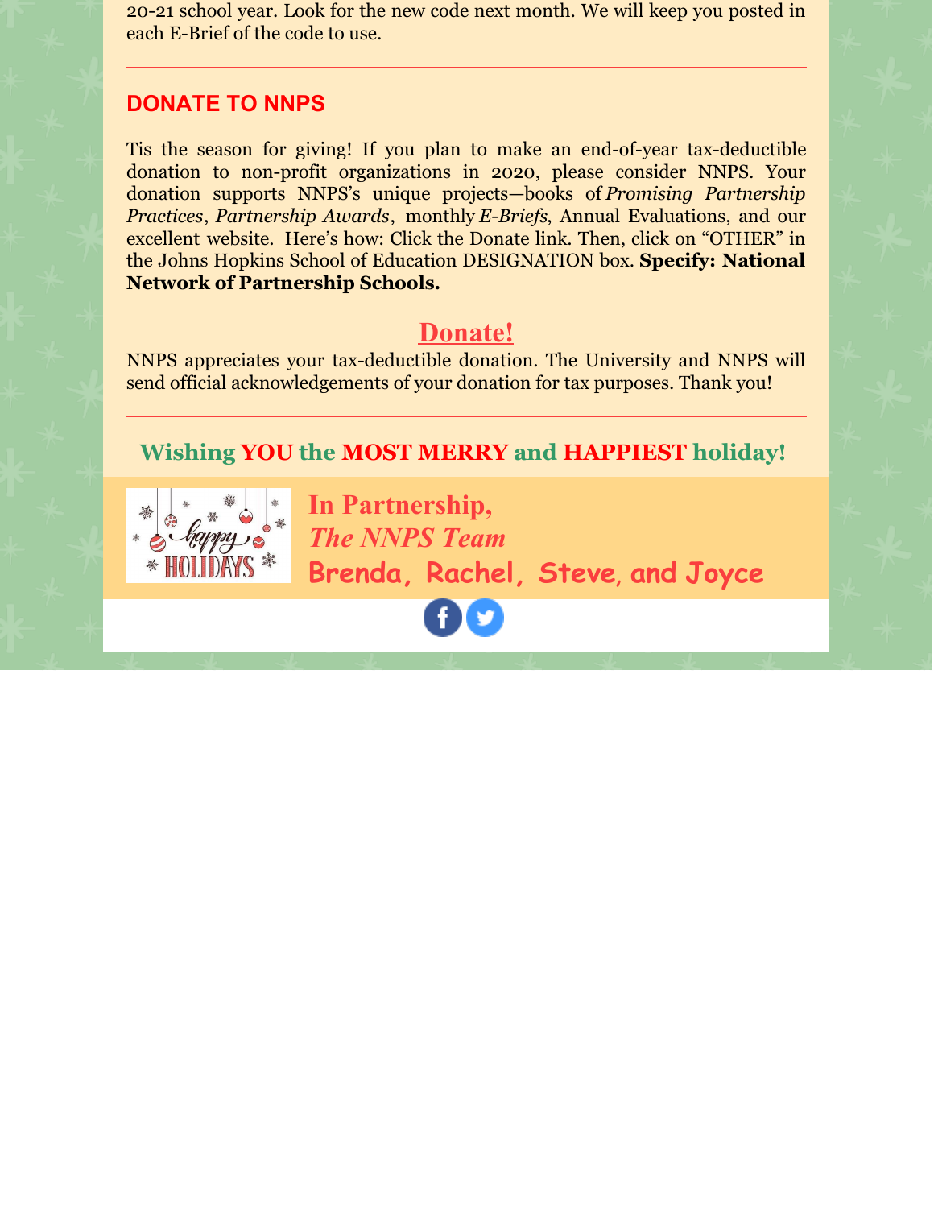20-21 school year. Look for the new code next month. We will keep you posted in each E-Brief of the code to use.

---

## DONATE TO NNPS

Tis the season for giving! If you plan to make an end-of-year tax-deductible donation to non-profit organizations in 2020, please consider NNPS. Your donation supports NNPS's unique projects—books of *Promising Partnership Practices*, *Partnership Awards*, monthly *E-Briefs*, Annual Evaluations, and our excellent website. Here's how: Click the Donate link. Then, click on "OTHER" in the Johns Hopkins School of Education DESIGNATION box. **Specify: National Network of Partnership Schools.**

**Donate!**

NNPS appreciates your tax-deductible donation. The University and NNPS will send official acknowledgements of your donation for tax purposes. Thank you!

---

**Wishing YOU the MOST MERRY and HAPPIEST holiday!**

**In Partnership,**
***The NNPS Team***
**Brenda, Rachel, Steve, and Joyce**